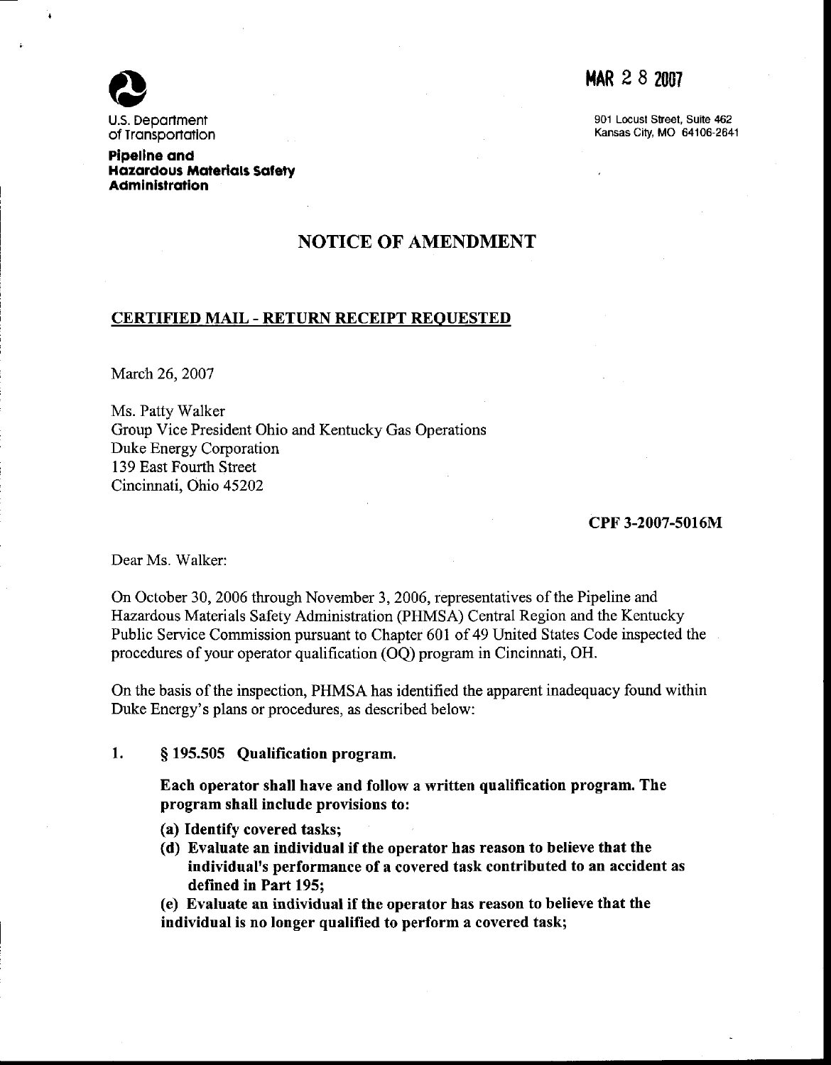U.S. Department of Transportation

**Pipeline and Hazardous Materials Safety Administration**

MAR 2 8 2007

901 Locust Street, Suite 462
Kansas City, MO 64106-2641

# NOTICE OF AMENDMENT

**CERTIFIED MAIL - RETURN RECEIPT REQUESTED**

March 26, 2007

Ms. Patty Walker
Group Vice President Ohio and Kentucky Gas Operations
Duke Energy Corporation
139 East Fourth Street
Cincinnati, Ohio 45202

**CPF 3-2007-5016M**

Dear Ms. Walker:

On October 30, 2006 through November 3, 2006, representatives of the Pipeline and Hazardous Materials Safety Administration (PHMSA) Central Region and the Kentucky Public Service Commission pursuant to Chapter 601 of 49 United States Code inspected the procedures of your operator qualification (OQ) program in Cincinnati, OH.

On the basis of the inspection, PHMSA has identified the apparent inadequacy found within Duke Energy's plans or procedures, as described below:

1. **§ 195.505 Qualification program.**

   **Each operator shall have and follow a written qualification program. The program shall include provisions to:**

   **(a) Identify covered tasks;**

   **(d) Evaluate an individual if the operator has reason to believe that the individual's performance of a covered task contributed to an accident as defined in Part 195;**

   **(e) Evaluate an individual if the operator has reason to believe that the individual is no longer qualified to perform a covered task;**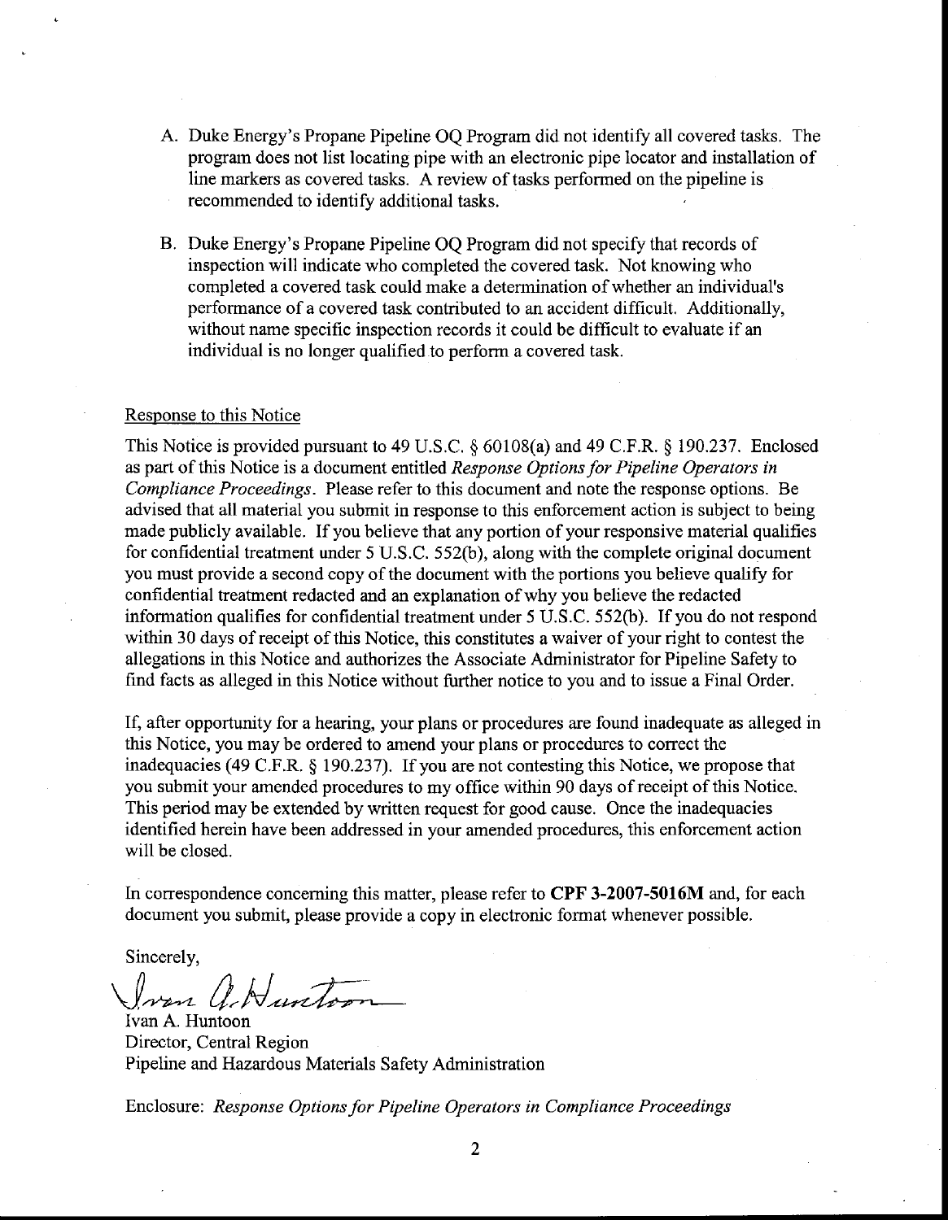A. Duke Energy's Propane Pipeline OQ Program did not identify all covered tasks. The program does not list locating pipe with an electronic pipe locator and installation of line markers as covered tasks. A review of tasks performed on the pipeline is recommended to identify additional tasks.

B. Duke Energy's Propane Pipeline OQ Program did not specify that records of inspection will indicate who completed the covered task. Not knowing who completed a covered task could make a determination of whether an individual's performance of a covered task contributed to an accident difficult. Additionally, without name specific inspection records it could be difficult to evaluate if an individual is no longer qualified to perform a covered task.

Response to this Notice

This Notice is provided pursuant to 49 U.S.C. § 60108(a) and 49 C.F.R. § 190.237. Enclosed as part of this Notice is a document entitled *Response Options for Pipeline Operators in Compliance Proceedings*. Please refer to this document and note the response options. Be advised that all material you submit in response to this enforcement action is subject to being made publicly available. If you believe that any portion of your responsive material qualifies for confidential treatment under 5 U.S.C. 552(b), along with the complete original document you must provide a second copy of the document with the portions you believe qualify for confidential treatment redacted and an explanation of why you believe the redacted information qualifies for confidential treatment under 5 U.S.C. 552(b). If you do not respond within 30 days of receipt of this Notice, this constitutes a waiver of your right to contest the allegations in this Notice and authorizes the Associate Administrator for Pipeline Safety to find facts as alleged in this Notice without further notice to you and to issue a Final Order.

If, after opportunity for a hearing, your plans or procedures are found inadequate as alleged in this Notice, you may be ordered to amend your plans or procedures to correct the inadequacies (49 C.F.R. § 190.237). If you are not contesting this Notice, we propose that you submit your amended procedures to my office within 90 days of receipt of this Notice. This period may be extended by written request for good cause. Once the inadequacies identified herein have been addressed in your amended procedures, this enforcement action will be closed.

In correspondence concerning this matter, please refer to **CPF 3-2007-5016M** and, for each document you submit, please provide a copy in electronic format whenever possible.

Sincerely,

Ivan A. Huntoon
Director, Central Region
Pipeline and Hazardous Materials Safety Administration

Enclosure: *Response Options for Pipeline Operators in Compliance Proceedings*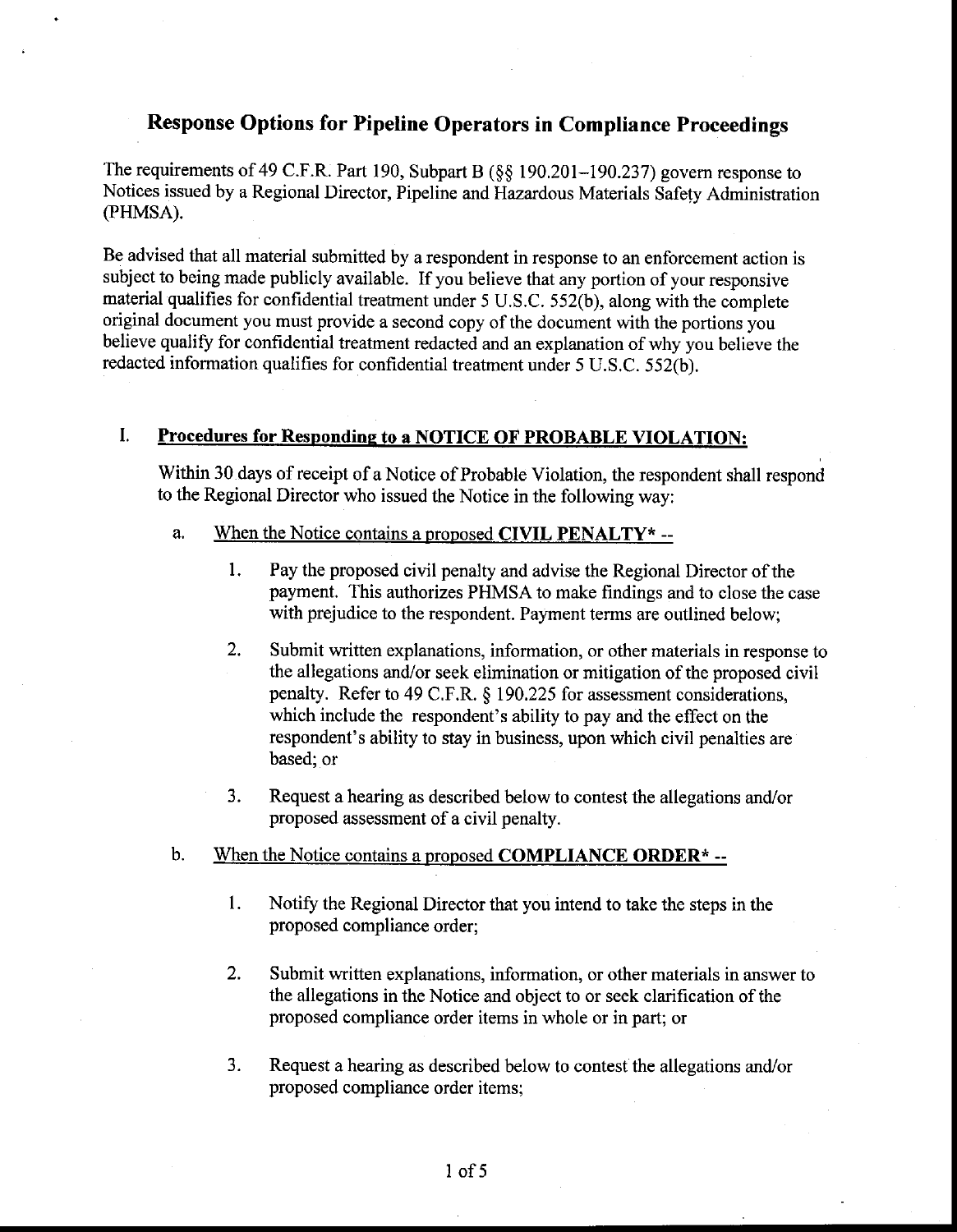# Response Options for Pipeline Operators in Compliance Proceedings

The requirements of 49 C.F.R. Part 190, Subpart B (§§ 190.201–190.237) govern response to Notices issued by a Regional Director, Pipeline and Hazardous Materials Safety Administration (PHMSA).

Be advised that all material submitted by a respondent in response to an enforcement action is subject to being made publicly available. If you believe that any portion of your responsive material qualifies for confidential treatment under 5 U.S.C. 552(b), along with the complete original document you must provide a second copy of the document with the portions you believe qualify for confidential treatment redacted and an explanation of why you believe the redacted information qualifies for confidential treatment under 5 U.S.C. 552(b).

## I. Procedures for Responding to a NOTICE OF PROBABLE VIOLATION:

Within 30 days of receipt of a Notice of Probable Violation, the respondent shall respond to the Regional Director who issued the Notice in the following way:

a. When the Notice contains a proposed **CIVIL PENALTY*** --

1. Pay the proposed civil penalty and advise the Regional Director of the payment. This authorizes PHMSA to make findings and to close the case with prejudice to the respondent. Payment terms are outlined below;

2. Submit written explanations, information, or other materials in response to the allegations and/or seek elimination or mitigation of the proposed civil penalty. Refer to 49 C.F.R. § 190.225 for assessment considerations, which include the respondent's ability to pay and the effect on the respondent's ability to stay in business, upon which civil penalties are based; or

3. Request a hearing as described below to contest the allegations and/or proposed assessment of a civil penalty.

b. When the Notice contains a proposed **COMPLIANCE ORDER*** --

1. Notify the Regional Director that you intend to take the steps in the proposed compliance order;

2. Submit written explanations, information, or other materials in answer to the allegations in the Notice and object to or seek clarification of the proposed compliance order items in whole or in part; or

3. Request a hearing as described below to contest the allegations and/or proposed compliance order items;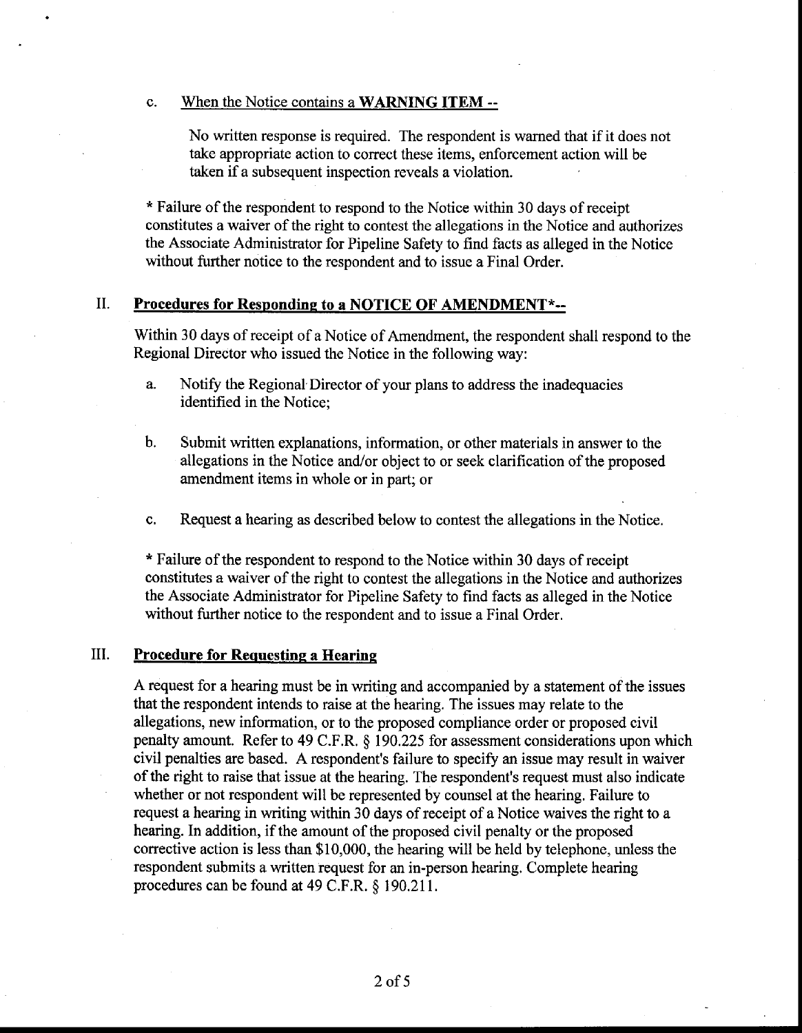c. When the Notice contains a **WARNING ITEM** --

   No written response is required. The respondent is warned that if it does not take appropriate action to correct these items, enforcement action will be taken if a subsequent inspection reveals a violation.

* Failure of the respondent to respond to the Notice within 30 days of receipt constitutes a waiver of the right to contest the allegations in the Notice and authorizes the Associate Administrator for Pipeline Safety to find facts as alleged in the Notice without further notice to the respondent and to issue a Final Order.

## II. Procedures for Responding to a NOTICE OF AMENDMENT*--

Within 30 days of receipt of a Notice of Amendment, the respondent shall respond to the Regional Director who issued the Notice in the following way:

a. Notify the Regional Director of your plans to address the inadequacies identified in the Notice;

b. Submit written explanations, information, or other materials in answer to the allegations in the Notice and/or object to or seek clarification of the proposed amendment items in whole or in part; or

c. Request a hearing as described below to contest the allegations in the Notice.

* Failure of the respondent to respond to the Notice within 30 days of receipt constitutes a waiver of the right to contest the allegations in the Notice and authorizes the Associate Administrator for Pipeline Safety to find facts as alleged in the Notice without further notice to the respondent and to issue a Final Order.

## III. Procedure for Requesting a Hearing

A request for a hearing must be in writing and accompanied by a statement of the issues that the respondent intends to raise at the hearing. The issues may relate to the allegations, new information, or to the proposed compliance order or proposed civil penalty amount. Refer to 49 C.F.R. § 190.225 for assessment considerations upon which civil penalties are based. A respondent's failure to specify an issue may result in waiver of the right to raise that issue at the hearing. The respondent's request must also indicate whether or not respondent will be represented by counsel at the hearing. Failure to request a hearing in writing within 30 days of receipt of a Notice waives the right to a hearing. In addition, if the amount of the proposed civil penalty or the proposed corrective action is less than $10,000, the hearing will be held by telephone, unless the respondent submits a written request for an in-person hearing. Complete hearing procedures can be found at 49 C.F.R. § 190.211.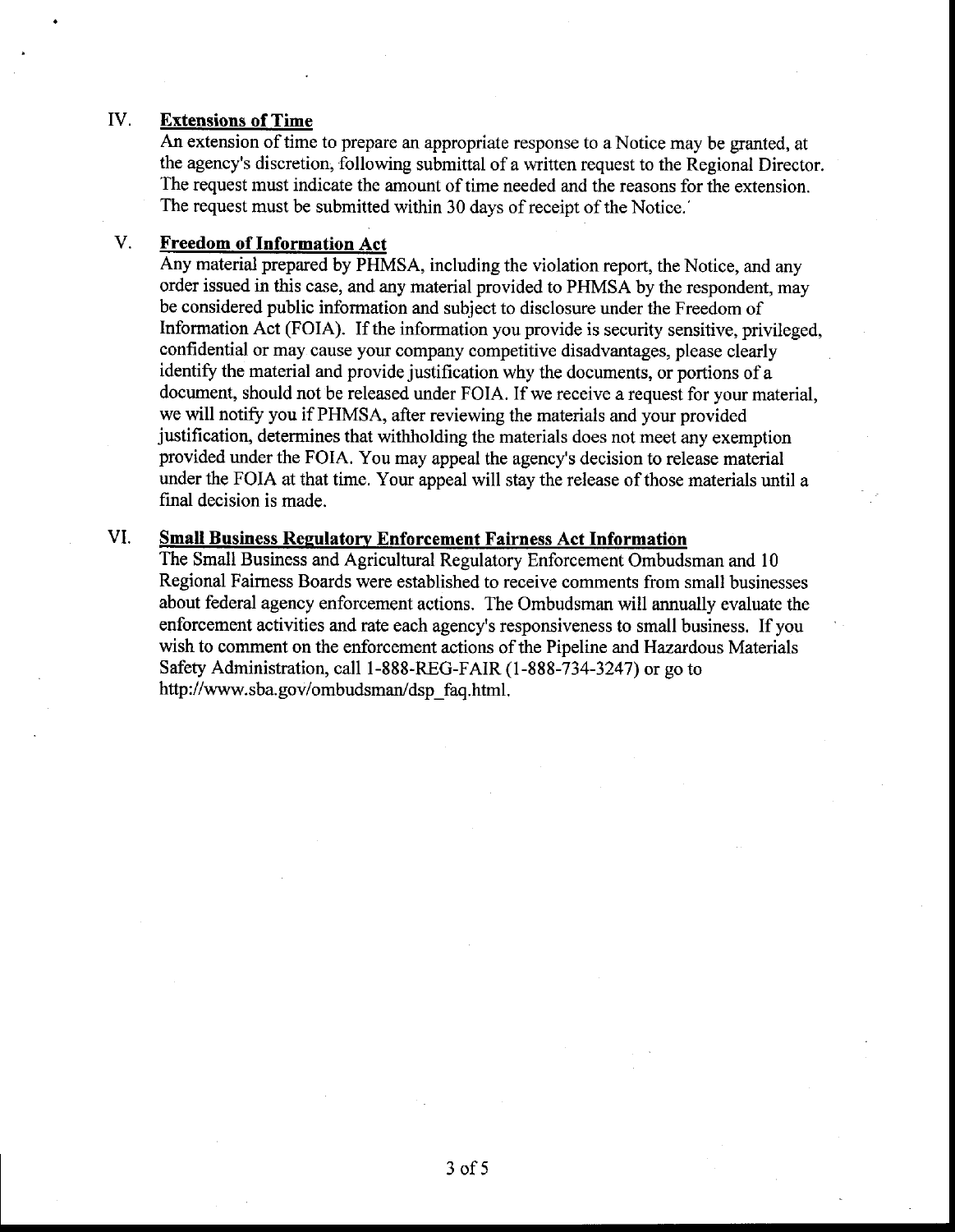## IV. Extensions of Time

An extension of time to prepare an appropriate response to a Notice may be granted, at the agency's discretion, following submittal of a written request to the Regional Director. The request must indicate the amount of time needed and the reasons for the extension. The request must be submitted within 30 days of receipt of the Notice.

## V. Freedom of Information Act

Any material prepared by PHMSA, including the violation report, the Notice, and any order issued in this case, and any material provided to PHMSA by the respondent, may be considered public information and subject to disclosure under the Freedom of Information Act (FOIA). If the information you provide is security sensitive, privileged, confidential or may cause your company competitive disadvantages, please clearly identify the material and provide justification why the documents, or portions of a document, should not be released under FOIA. If we receive a request for your material, we will notify you if PHMSA, after reviewing the materials and your provided justification, determines that withholding the materials does not meet any exemption provided under the FOIA. You may appeal the agency's decision to release material under the FOIA at that time. Your appeal will stay the release of those materials until a final decision is made.

## VI. Small Business Regulatory Enforcement Fairness Act Information

The Small Business and Agricultural Regulatory Enforcement Ombudsman and 10 Regional Fairness Boards were established to receive comments from small businesses about federal agency enforcement actions. The Ombudsman will annually evaluate the enforcement activities and rate each agency's responsiveness to small business. If you wish to comment on the enforcement actions of the Pipeline and Hazardous Materials Safety Administration, call 1-888-REG-FAIR (1-888-734-3247) or go to http://www.sba.gov/ombudsman/dsp_faq.html.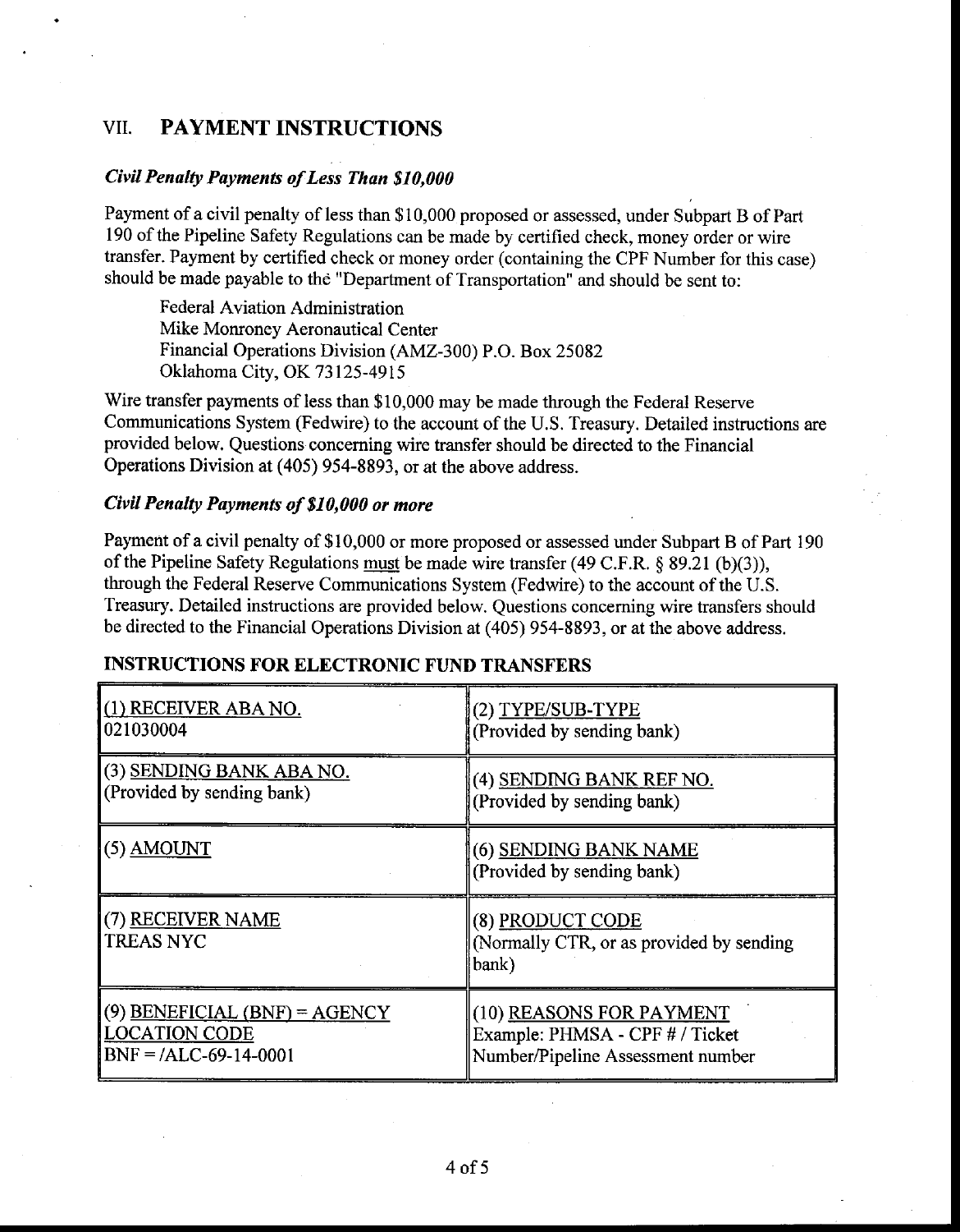## VII. PAYMENT INSTRUCTIONS

### *Civil Penalty Payments of Less Than $10,000*

Payment of a civil penalty of less than $10,000 proposed or assessed, under Subpart B of Part 190 of the Pipeline Safety Regulations can be made by certified check, money order or wire transfer. Payment by certified check or money order (containing the CPF Number for this case) should be made payable to the "Department of Transportation" and should be sent to:

Federal Aviation Administration
Mike Monroney Aeronautical Center
Financial Operations Division (AMZ-300) P.O. Box 25082
Oklahoma City, OK 73125-4915

Wire transfer payments of less than $10,000 may be made through the Federal Reserve Communications System (Fedwire) to the account of the U.S. Treasury. Detailed instructions are provided below. Questions concerning wire transfer should be directed to the Financial Operations Division at (405) 954-8893, or at the above address.

### *Civil Penalty Payments of $10,000 or more*

Payment of a civil penalty of $10,000 or more proposed or assessed under Subpart B of Part 190 of the Pipeline Safety Regulations must be made wire transfer (49 C.F.R. § 89.21 (b)(3)), through the Federal Reserve Communications System (Fedwire) to the account of the U.S. Treasury. Detailed instructions are provided below. Questions concerning wire transfers should be directed to the Financial Operations Division at (405) 954-8893, or at the above address.

### INSTRUCTIONS FOR ELECTRONIC FUND TRANSFERS

| | |
|---|---|
| (1) RECEIVER ABA NO.<br>021030004 | (2) TYPE/SUB-TYPE<br>(Provided by sending bank) |
| (3) SENDING BANK ABA NO.<br>(Provided by sending bank) | (4) SENDING BANK REF NO.<br>(Provided by sending bank) |
| (5) AMOUNT | (6) SENDING BANK NAME<br>(Provided by sending bank) |
| (7) RECEIVER NAME<br>TREAS NYC | (8) PRODUCT CODE<br>(Normally CTR, or as provided by sending bank) |
| (9) BENEFICIAL (BNF) = AGENCY LOCATION CODE<br>BNF = /ALC-69-14-0001 | (10) REASONS FOR PAYMENT<br>Example: PHMSA - CPF # / Ticket Number/Pipeline Assessment number |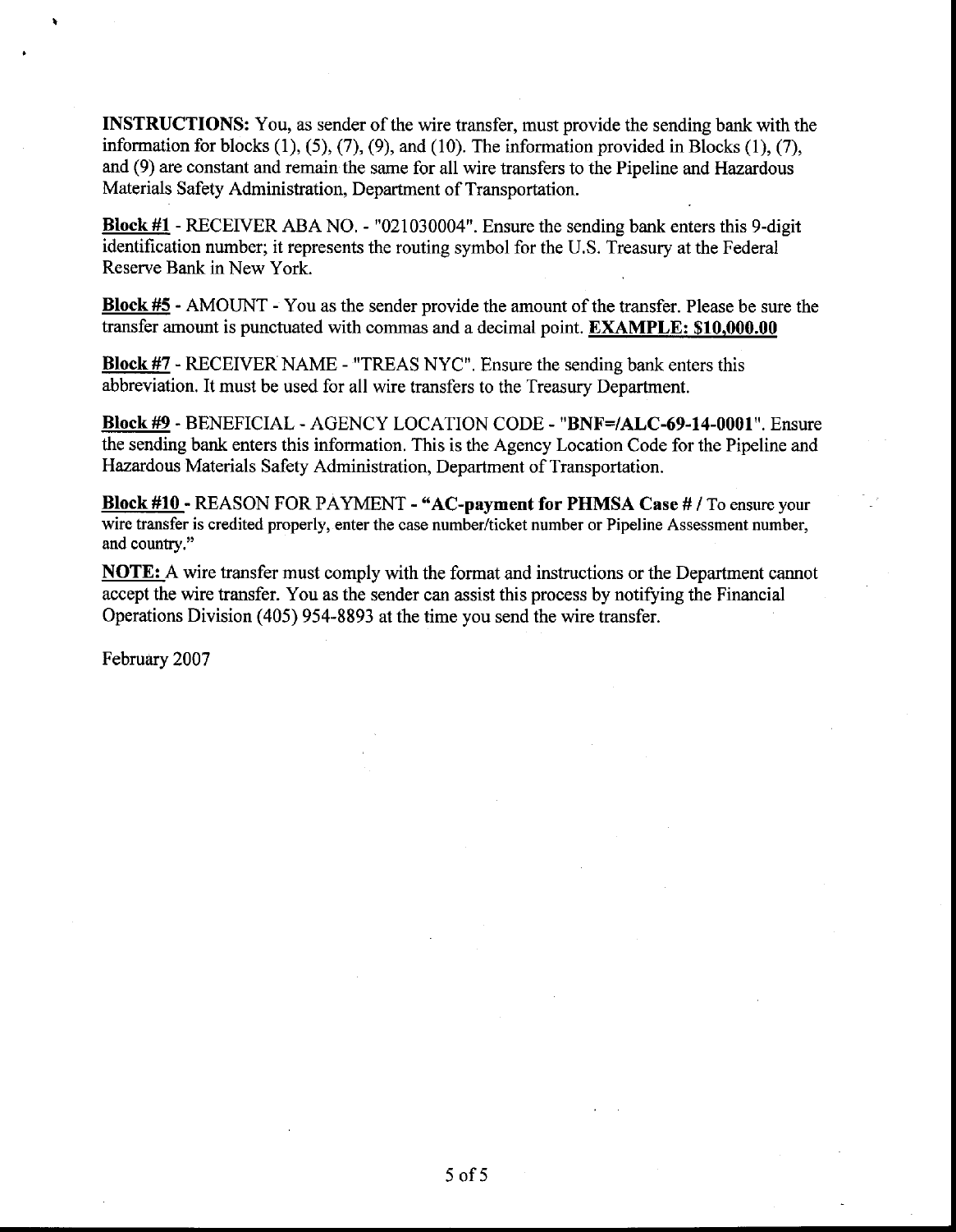**INSTRUCTIONS:** You, as sender of the wire transfer, must provide the sending bank with the information for blocks (1), (5), (7), (9), and (10). The information provided in Blocks (1), (7), and (9) are constant and remain the same for all wire transfers to the Pipeline and Hazardous Materials Safety Administration, Department of Transportation.

**Block #1** - RECEIVER ABA NO. - "021030004". Ensure the sending bank enters this 9-digit identification number; it represents the routing symbol for the U.S. Treasury at the Federal Reserve Bank in New York.

**Block #5** - AMOUNT - You as the sender provide the amount of the transfer. Please be sure the transfer amount is punctuated with commas and a decimal point. **EXAMPLE: $10,000.00**

**Block #7** - RECEIVER NAME - "TREAS NYC". Ensure the sending bank enters this abbreviation. It must be used for all wire transfers to the Treasury Department.

**Block #9** - BENEFICIAL - AGENCY LOCATION CODE - "**BNF=/ALC-69-14-0001**". Ensure the sending bank enters this information. This is the Agency Location Code for the Pipeline and Hazardous Materials Safety Administration, Department of Transportation.

**Block #10** - REASON FOR PAYMENT - **"AC-payment for PHMSA Case # /** To ensure your wire transfer is credited properly, enter the case number/ticket number or Pipeline Assessment number, and country."

**NOTE:** A wire transfer must comply with the format and instructions or the Department cannot accept the wire transfer. You as the sender can assist this process by notifying the Financial Operations Division (405) 954-8893 at the time you send the wire transfer.

February 2007